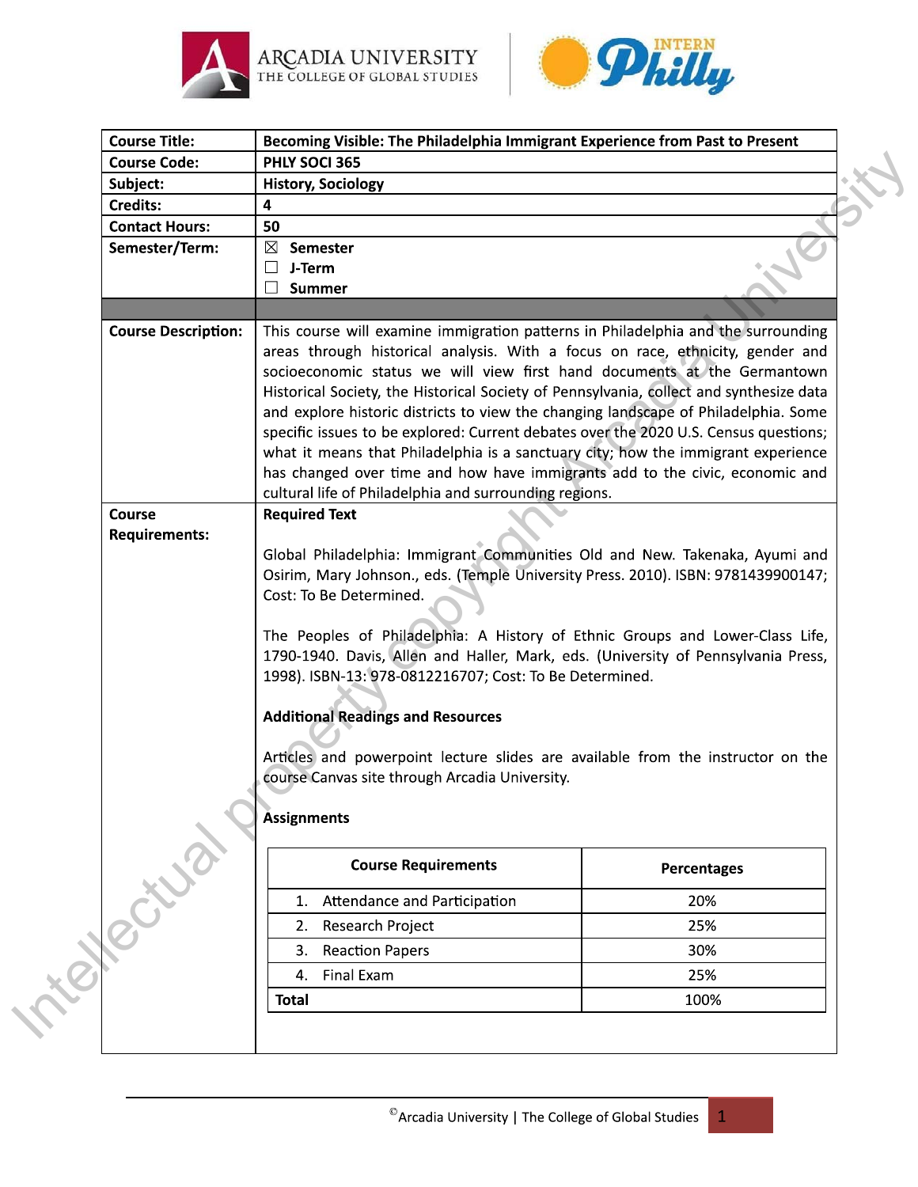| | |
|---|---|
| **Course Title:** | **Becoming Visible: The Philadelphia Immigrant Experience from Past to Present** |
| **Course Code:** | **PHLY SOCI 365** |
| **Subject:** | **History, Sociology** |
| **Credits:** | **4** |
| **Contact Hours:** | **50** |
| **Semester/Term:** | ☒ **Semester**<br>☐ **J-Term**<br>☐ **Summer** |
| | |
| **Course Description:** | This course will examine immigration patterns in Philadelphia and the surrounding areas through historical analysis. With a focus on race, ethnicity, gender and socioeconomic status we will view first hand documents at the Germantown Historical Society, the Historical Society of Pennsylvania, collect and synthesize data and explore historic districts to view the changing landscape of Philadelphia. Some specific issues to be explored: Current debates over the 2020 U.S. Census questions; what it means that Philadelphia is a sanctuary city; how the immigrant experience has changed over time and how have immigrants add to the civic, economic and cultural life of Philadelphia and surrounding regions. |
| **Course Requirements:** | See below |

**Required Text**

Global Philadelphia: Immigrant Communities Old and New. Takenaka, Ayumi and Osirim, Mary Johnson., eds. (Temple University Press. 2010). ISBN: 9781439900147; Cost: To Be Determined.

The Peoples of Philadelphia: A History of Ethnic Groups and Lower-Class Life, 1790-1940. Davis, Allen and Haller, Mark, eds. (University of Pennsylvania Press, 1998). ISBN-13: 978-0812216707; Cost: To Be Determined.

**Additional Readings and Resources**

Articles and powerpoint lecture slides are available from the instructor on the course Canvas site through Arcadia University.

**Assignments**

| Course Requirements | Percentages |
|---|---|
| 1. Attendance and Participation | 20% |
| 2. Research Project | 25% |
| 3. Reaction Papers | 30% |
| 4. Final Exam | 25% |
| **Total** | 100% |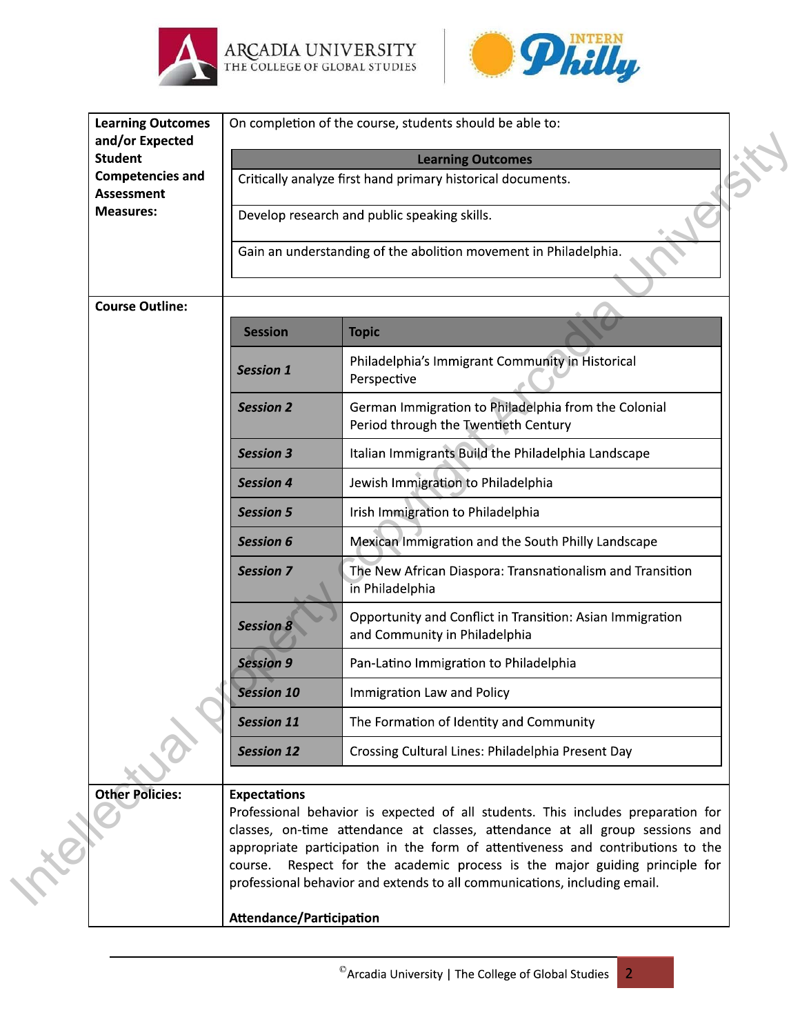| | |
|---|---|
| **Learning Outcomes and/or Expected Student Competencies and Assessment Measures:** | On completion of the course, students should be able to: |

| Learning Outcomes |
|---|
| Critically analyze first hand primary historical documents. |
| Develop research and public speaking skills. |
| Gain an understanding of the abolition movement in Philadelphia. |

**Course Outline:**

| Session | Topic |
|---|---|
| ***Session 1*** | Philadelphia's Immigrant Community in Historical Perspective |
| ***Session 2*** | German Immigration to Philadelphia from the Colonial Period through the Twentieth Century |
| ***Session 3*** | Italian Immigrants Build the Philadelphia Landscape |
| ***Session 4*** | Jewish Immigration to Philadelphia |
| ***Session 5*** | Irish Immigration to Philadelphia |
| ***Session 6*** | Mexican Immigration and the South Philly Landscape |
| ***Session 7*** | The New African Diaspora: Transnationalism and Transition in Philadelphia |
| ***Session 8*** | Opportunity and Conflict in Transition: Asian Immigration and Community in Philadelphia |
| ***Session 9*** | Pan-Latino Immigration to Philadelphia |
| ***Session 10*** | Immigration Law and Policy |
| ***Session 11*** | The Formation of Identity and Community |
| ***Session 12*** | Crossing Cultural Lines: Philadelphia Present Day |

**Other Policies:**

**Expectations**
Professional behavior is expected of all students. This includes preparation for classes, on-time attendance at classes, attendance at all group sessions and appropriate participation in the form of attentiveness and contributions to the course. Respect for the academic process is the major guiding principle for professional behavior and extends to all communications, including email.

**Attendance/Participation**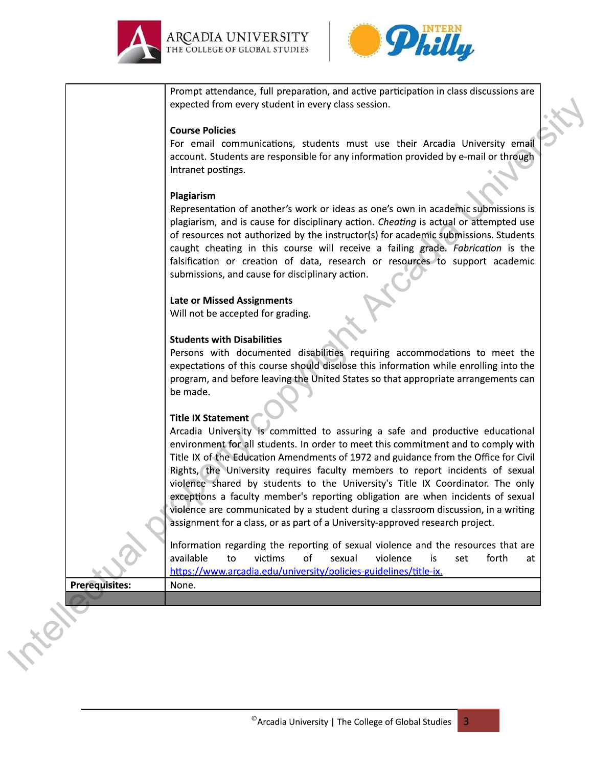| | |
|---|---|
| | Prompt attendance, full preparation, and active participation in class discussions are expected from every student in every class session.<br><br>**Course Policies**<br>For email communications, students must use their Arcadia University email account. Students are responsible for any information provided by e-mail or through Intranet postings.<br><br>**Plagiarism**<br>Representation of another's work or ideas as one's own in academic submissions is plagiarism, and is cause for disciplinary action. *Cheating* is actual or attempted use of resources not authorized by the instructor(s) for academic submissions. Students caught cheating in this course will receive a failing grade. *Fabrication* is the falsification or creation of data, research or resources to support academic submissions, and cause for disciplinary action.<br><br>**Late or Missed Assignments**<br>Will not be accepted for grading.<br><br>**Students with Disabilities**<br>Persons with documented disabilities requiring accommodations to meet the expectations of this course should disclose this information while enrolling into the program, and before leaving the United States so that appropriate arrangements can be made.<br><br>**Title IX Statement**<br>Arcadia University is committed to assuring a safe and productive educational environment for all students. In order to meet this commitment and to comply with Title IX of the Education Amendments of 1972 and guidance from the Office for Civil Rights, the University requires faculty members to report incidents of sexual violence shared by students to the University's Title IX Coordinator. The only exceptions a faculty member's reporting obligation are when incidents of sexual violence are communicated by a student during a classroom discussion, in a writing assignment for a class, or as part of a University-approved research project.<br><br>Information regarding the reporting of sexual violence and the resources that are available to victims of sexual violence is set forth at https://www.arcadia.edu/university/policies-guidelines/title-ix. |
| **Prerequisites:** | None. |
| | |